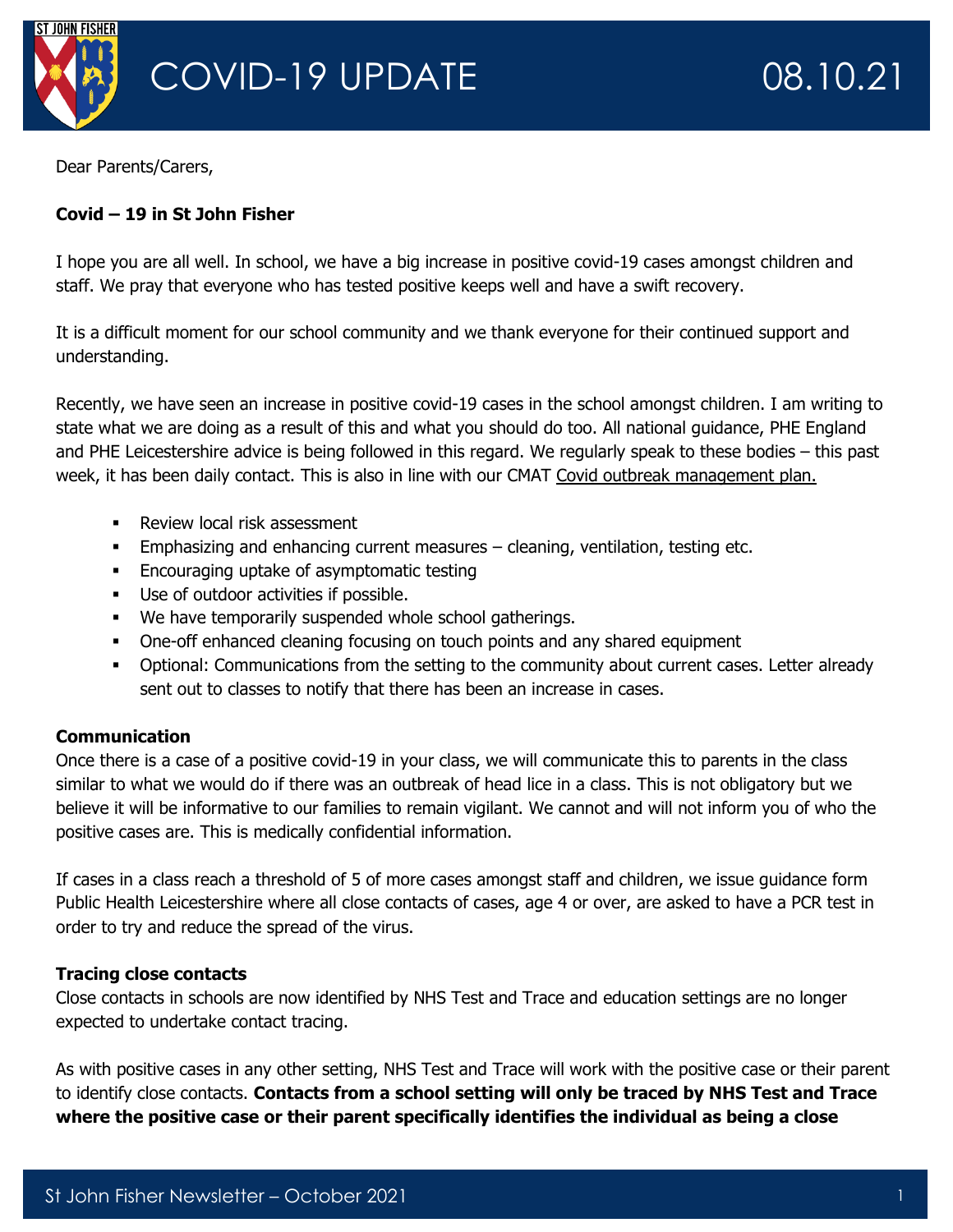# COVID-19 UPDATE 08.10.21

Dear Parents/Carers,

**Covid – 19 in St John Fisher**

I hope you are all well. In school, we have a big increase in positive covid-19 cases amongst children and staff. We pray that everyone who has tested positive keeps well and have a swift recovery.

It is a difficult moment for our school community and we thank everyone for their continued support and understanding.

Recently, we have seen an increase in positive covid-19 cases in the school amongst children. I am writing to state what we are doing as a result of this and what you should do too. All national guidance, PHE England and PHE Leicestershire advice is being followed in this regard. We regularly speak to these bodies – this past week, it has been daily contact. This is also in line with our CMAT Covid outbreak management plan.

- Review local risk assessment
- Emphasizing and enhancing current measures – cleaning, ventilation, testing etc.
- Encouraging uptake of asymptomatic testing
- Use of outdoor activities if possible.
- We have temporarily suspended whole school gatherings.
- One-off enhanced cleaning focusing on touch points and any shared equipment
- Optional: Communications from the setting to the community about current cases. Letter already sent out to classes to notify that there has been an increase in cases.

**Communication**

Once there is a case of a positive covid-19 in your class, we will communicate this to parents in the class similar to what we would do if there was an outbreak of head lice in a class. This is not obligatory but we believe it will be informative to our families to remain vigilant. We cannot and will not inform you of who the positive cases are. This is medically confidential information.

If cases in a class reach a threshold of 5 of more cases amongst staff and children, we issue guidance form Public Health Leicestershire where all close contacts of cases, age 4 or over, are asked to have a PCR test in order to try and reduce the spread of the virus.

**Tracing close contacts**

Close contacts in schools are now identified by NHS Test and Trace and education settings are no longer expected to undertake contact tracing.

As with positive cases in any other setting, NHS Test and Trace will work with the positive case or their parent to identify close contacts. **Contacts from a school setting will only be traced by NHS Test and Trace where the positive case or their parent specifically identifies the individual as being a close**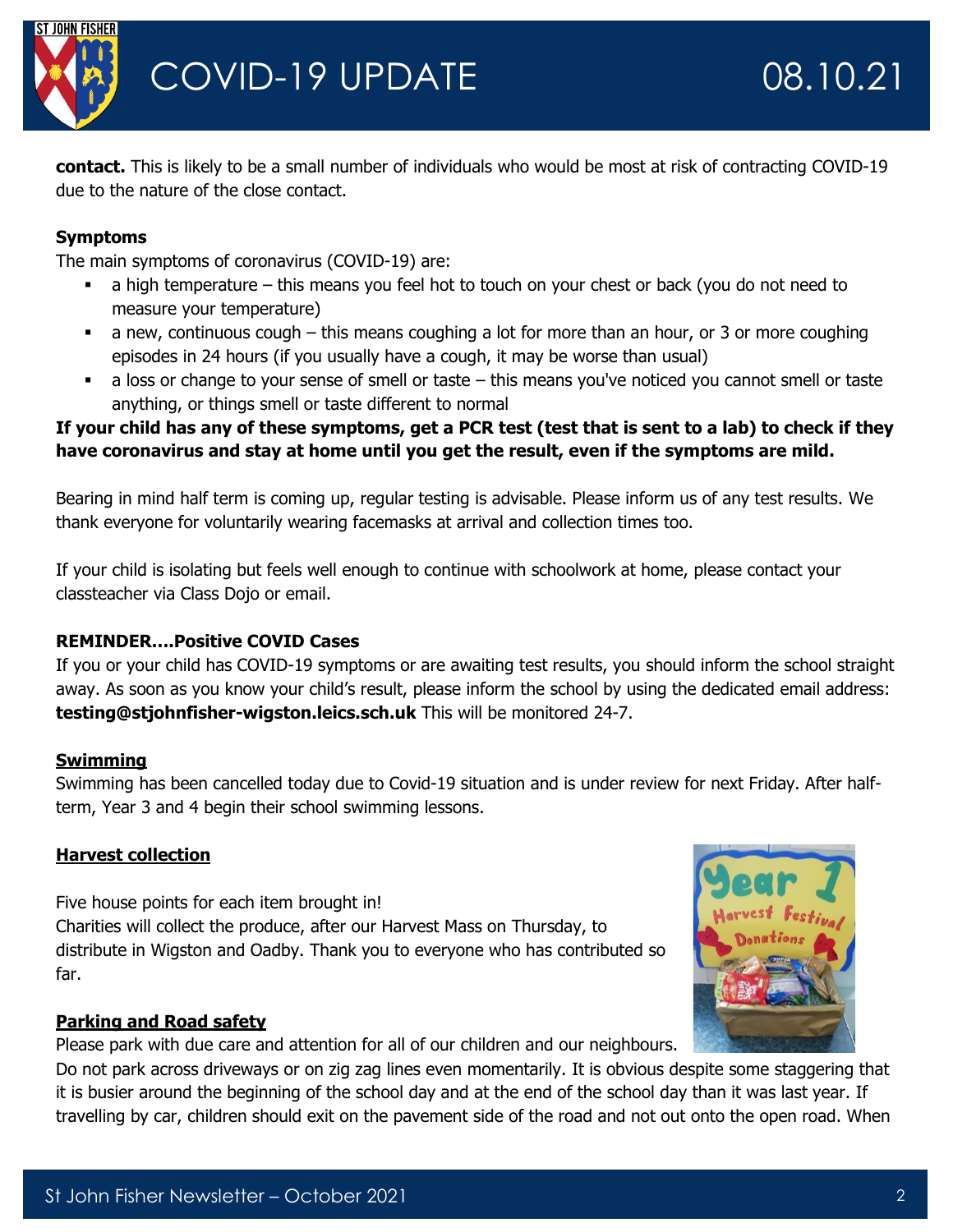**contact.** This is likely to be a small number of individuals who would be most at risk of contracting COVID-19 due to the nature of the close contact.

**Symptoms**

The main symptoms of coronavirus (COVID-19) are:

- a high temperature – this means you feel hot to touch on your chest or back (you do not need to measure your temperature)
- a new, continuous cough – this means coughing a lot for more than an hour, or 3 or more coughing episodes in 24 hours (if you usually have a cough, it may be worse than usual)
- a loss or change to your sense of smell or taste – this means you've noticed you cannot smell or taste anything, or things smell or taste different to normal

**If your child has any of these symptoms, get a PCR test (test that is sent to a lab) to check if they have coronavirus and stay at home until you get the result, even if the symptoms are mild.**

Bearing in mind half term is coming up, regular testing is advisable. Please inform us of any test results. We thank everyone for voluntarily wearing facemasks at arrival and collection times too.

If your child is isolating but feels well enough to continue with schoolwork at home, please contact your classteacher via Class Dojo or email.

**REMINDER….Positive COVID Cases**

If you or your child has COVID-19 symptoms or are awaiting test results, you should inform the school straight away. As soon as you know your child's result, please inform the school by using the dedicated email address: **testing@stjohnfisher-wigston.leics.sch.uk** This will be monitored 24-7.

**Swimming**

Swimming has been cancelled today due to Covid-19 situation and is under review for next Friday. After half-term, Year 3 and 4 begin their school swimming lessons.

**Harvest collection**

Five house points for each item brought in!

Charities will collect the produce, after our Harvest Mass on Thursday, to distribute in Wigston and Oadby. Thank you to everyone who has contributed so far.

**Parking and Road safety**

Please park with due care and attention for all of our children and our neighbours.

Do not park across driveways or on zig zag lines even momentarily. It is obvious despite some staggering that it is busier around the beginning of the school day and at the end of the school day than it was last year. If travelling by car, children should exit on the pavement side of the road and not out onto the open road. When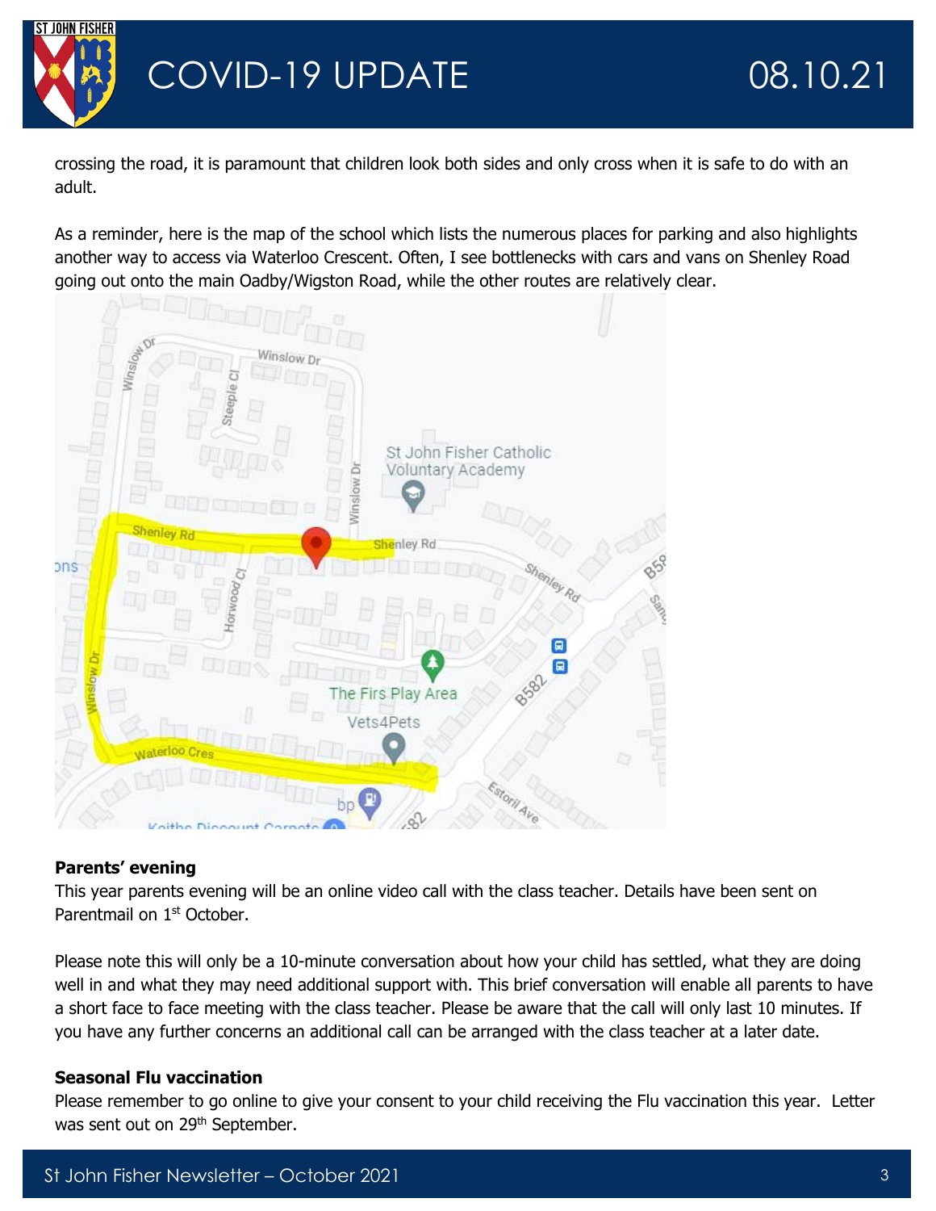crossing the road, it is paramount that children look both sides and only cross when it is safe to do with an adult.

As a reminder, here is the map of the school which lists the numerous places for parking and also highlights another way to access via Waterloo Crescent. Often, I see bottlenecks with cars and vans on Shenley Road going out onto the main Oadby/Wigston Road, while the other routes are relatively clear.

**Parents' evening**

This year parents evening will be an online video call with the class teacher. Details have been sent on Parentmail on 1st October.

Please note this will only be a 10-minute conversation about how your child has settled, what they are doing well in and what they may need additional support with. This brief conversation will enable all parents to have a short face to face meeting with the class teacher. Please be aware that the call will only last 10 minutes. If you have any further concerns an additional call can be arranged with the class teacher at a later date.

**Seasonal Flu vaccination**

Please remember to go online to give your consent to your child receiving the Flu vaccination this year. Letter was sent out on 29th September.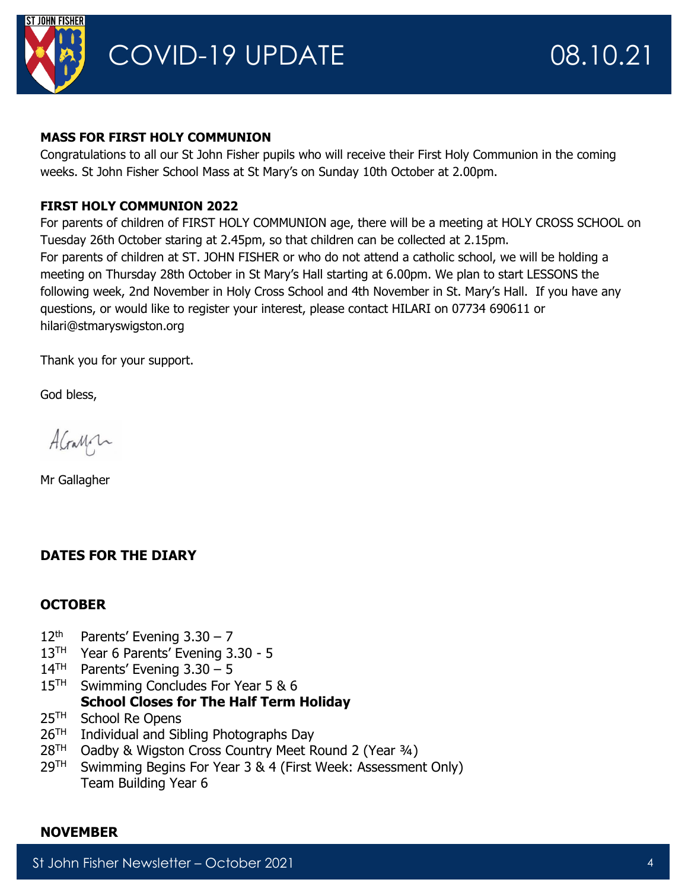# COVID-19 UPDATE 08.10.21

**MASS FOR FIRST HOLY COMMUNION**

Congratulations to all our St John Fisher pupils who will receive their First Holy Communion in the coming weeks. St John Fisher School Mass at St Mary's on Sunday 10th October at 2.00pm.

**FIRST HOLY COMMUNION 2022**

For parents of children of FIRST HOLY COMMUNION age, there will be a meeting at HOLY CROSS SCHOOL on Tuesday 26th October staring at 2.45pm, so that children can be collected at 2.15pm.
For parents of children at ST. JOHN FISHER or who do not attend a catholic school, we will be holding a meeting on Thursday 28th October in St Mary's Hall starting at 6.00pm. We plan to start LESSONS the following week, 2nd November in Holy Cross School and 4th November in St. Mary's Hall. If you have any questions, or would like to register your interest, please contact HILARI on 07734 690611 or hilari@stmaryswigston.org

Thank you for your support.

God bless,

Mr Gallagher

## DATES FOR THE DIARY

### OCTOBER

12th Parents' Evening 3.30 – 7
13TH Year 6 Parents' Evening 3.30 - 5
14TH Parents' Evening 3.30 – 5
15TH Swimming Concludes For Year 5 & 6
**School Closes for The Half Term Holiday**
25TH School Re Opens
26TH Individual and Sibling Photographs Day
28TH Oadby & Wigston Cross Country Meet Round 2 (Year ¾)
29TH Swimming Begins For Year 3 & 4 (First Week: Assessment Only)
Team Building Year 6

### NOVEMBER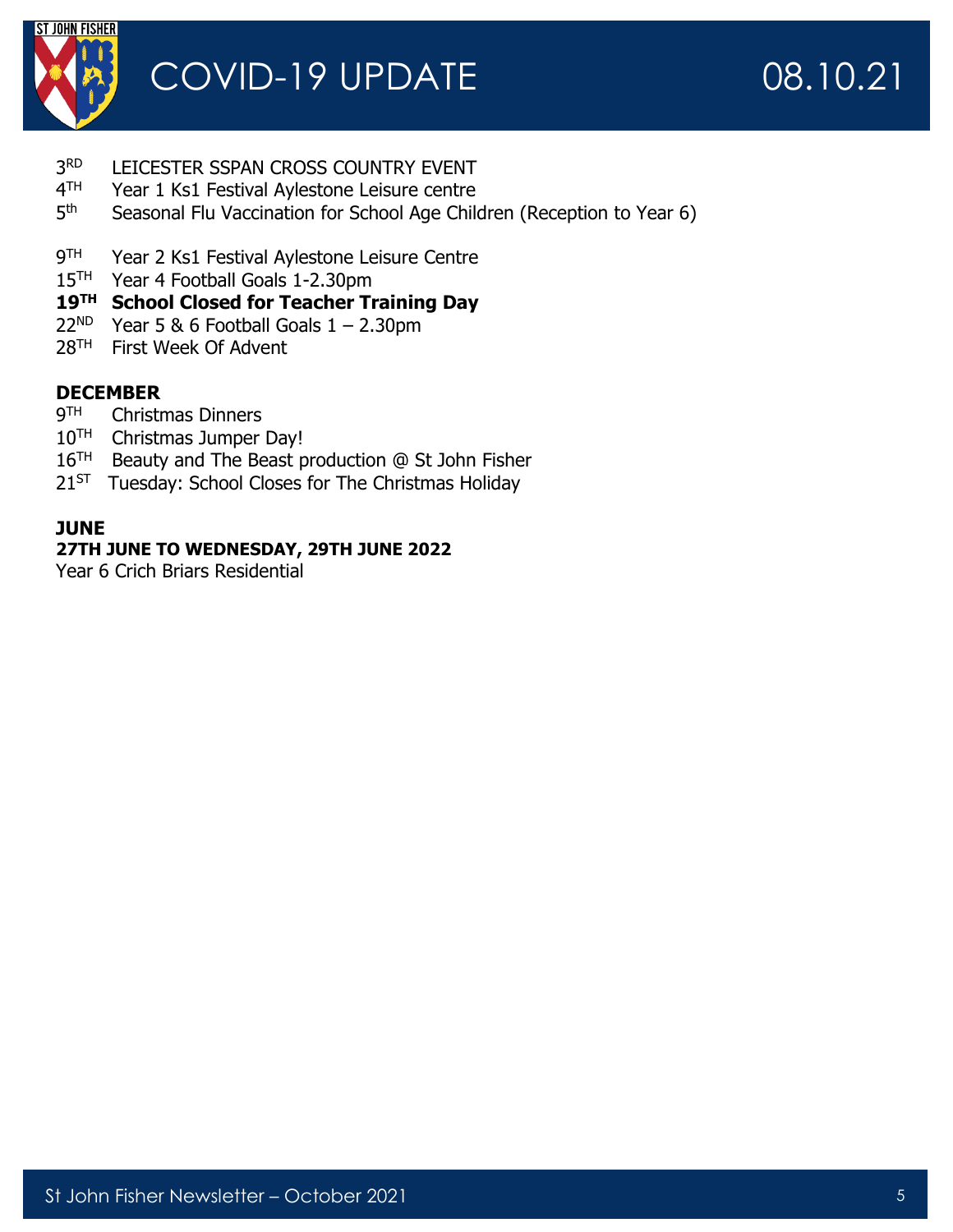# COVID-19 UPDATE 08.10.21

3RD LEICESTER SSPAN CROSS COUNTRY EVENT
4TH Year 1 Ks1 Festival Aylestone Leisure centre
5th Seasonal Flu Vaccination for School Age Children (Reception to Year 6)

9TH Year 2 Ks1 Festival Aylestone Leisure Centre
15TH Year 4 Football Goals 1-2.30pm
**19TH School Closed for Teacher Training Day**
22ND Year 5 & 6 Football Goals 1 – 2.30pm
28TH First Week Of Advent

**DECEMBER**
9TH Christmas Dinners
10TH Christmas Jumper Day!
16TH Beauty and The Beast production @ St John Fisher
21ST Tuesday: School Closes for The Christmas Holiday

**JUNE**
**27TH JUNE TO WEDNESDAY, 29TH JUNE 2022**
Year 6 Crich Briars Residential